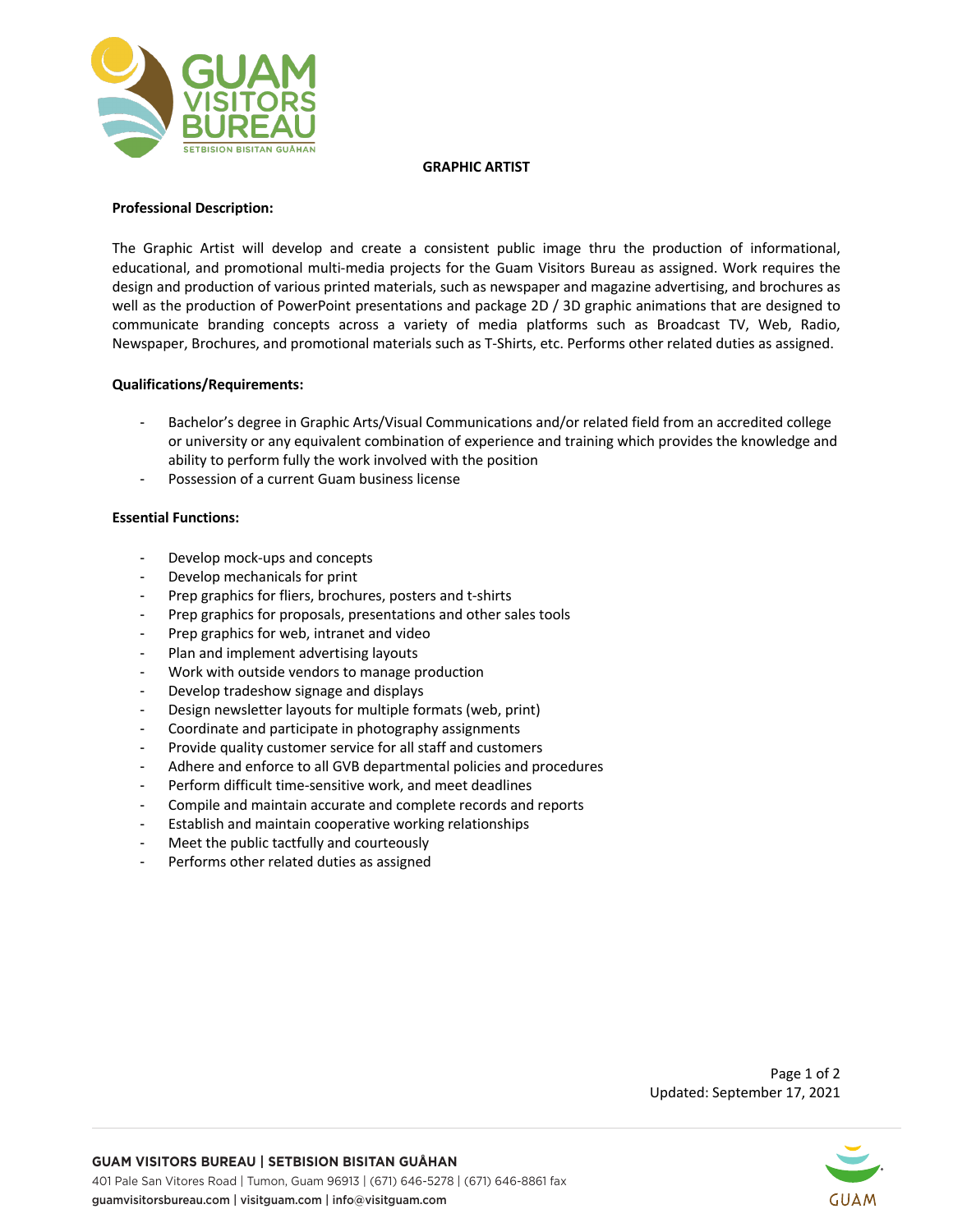# GRAPHIC ARTIST

**Professional Description:**

The Graphic Artist will develop and create a consistent public image thru the production of informational, educational, and promotional multi-media projects for the Guam Visitors Bureau as assigned. Work requires the design and production of various printed materials, such as newspaper and magazine advertising, and brochures as well as the production of PowerPoint presentations and package 2D / 3D graphic animations that are designed to communicate branding concepts across a variety of media platforms such as Broadcast TV, Web, Radio, Newspaper, Brochures, and promotional materials such as T-Shirts, etc. Performs other related duties as assigned.

**Qualifications/Requirements:**

- Bachelor's degree in Graphic Arts/Visual Communications and/or related field from an accredited college or university or any equivalent combination of experience and training which provides the knowledge and ability to perform fully the work involved with the position
- Possession of a current Guam business license

**Essential Functions:**

- Develop mock-ups and concepts
- Develop mechanicals for print
- Prep graphics for fliers, brochures, posters and t-shirts
- Prep graphics for proposals, presentations and other sales tools
- Prep graphics for web, intranet and video
- Plan and implement advertising layouts
- Work with outside vendors to manage production
- Develop tradeshow signage and displays
- Design newsletter layouts for multiple formats (web, print)
- Coordinate and participate in photography assignments
- Provide quality customer service for all staff and customers
- Adhere and enforce to all GVB departmental policies and procedures
- Perform difficult time-sensitive work, and meet deadlines
- Compile and maintain accurate and complete records and reports
- Establish and maintain cooperative working relationships
- Meet the public tactfully and courteously
- Performs other related duties as assigned

Updated: September 17, 2021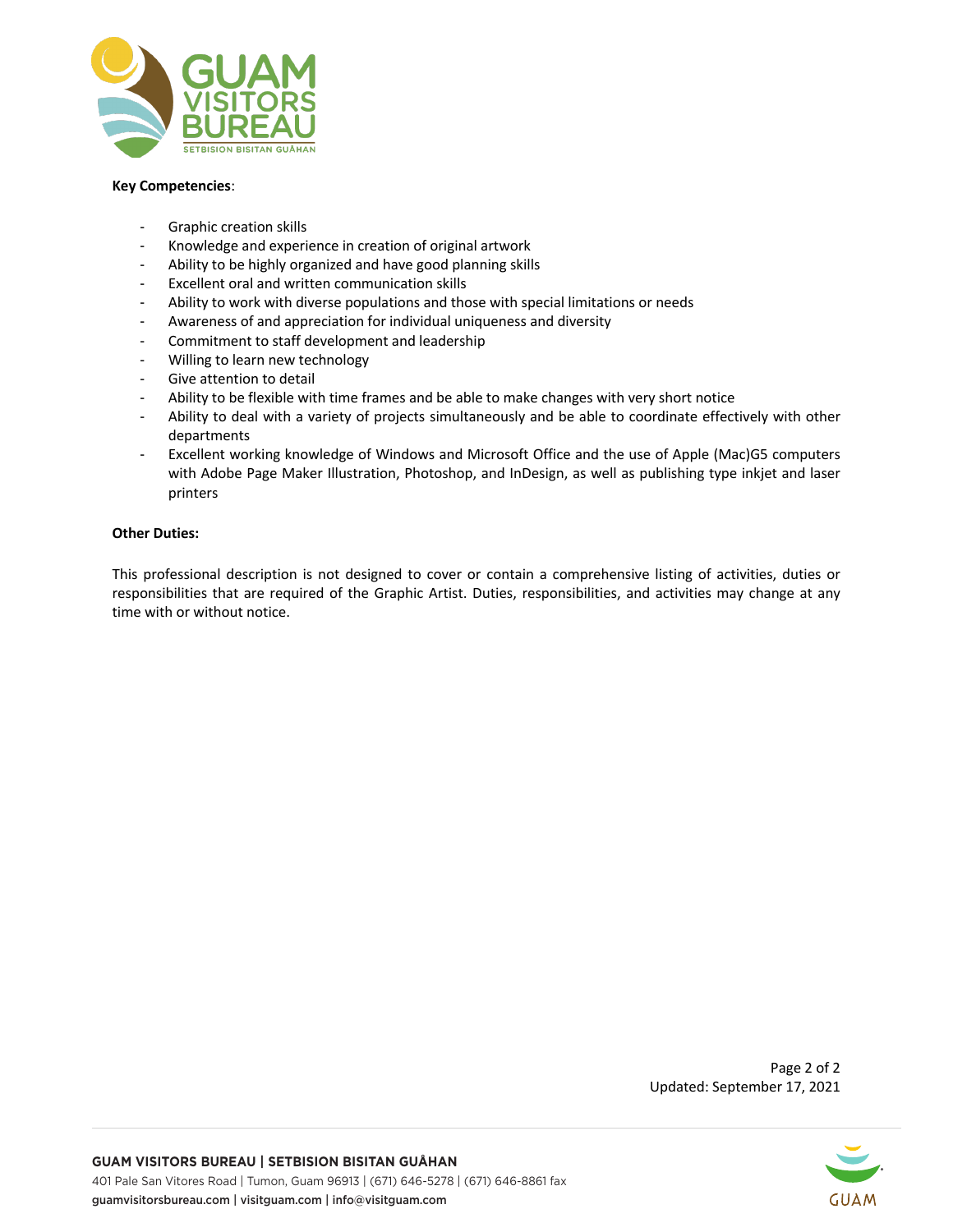**Key Competencies**:

- Graphic creation skills
- Knowledge and experience in creation of original artwork
- Ability to be highly organized and have good planning skills
- Excellent oral and written communication skills
- Ability to work with diverse populations and those with special limitations or needs
- Awareness of and appreciation for individual uniqueness and diversity
- Commitment to staff development and leadership
- Willing to learn new technology
- Give attention to detail
- Ability to be flexible with time frames and be able to make changes with very short notice
- Ability to deal with a variety of projects simultaneously and be able to coordinate effectively with other departments
- Excellent working knowledge of Windows and Microsoft Office and the use of Apple (Mac)G5 computers with Adobe Page Maker Illustration, Photoshop, and InDesign, as well as publishing type inkjet and laser printers

**Other Duties:**

This professional description is not designed to cover or contain a comprehensive listing of activities, duties or responsibilities that are required of the Graphic Artist. Duties, responsibilities, and activities may change at any time with or without notice.

Updated: September 17, 2021